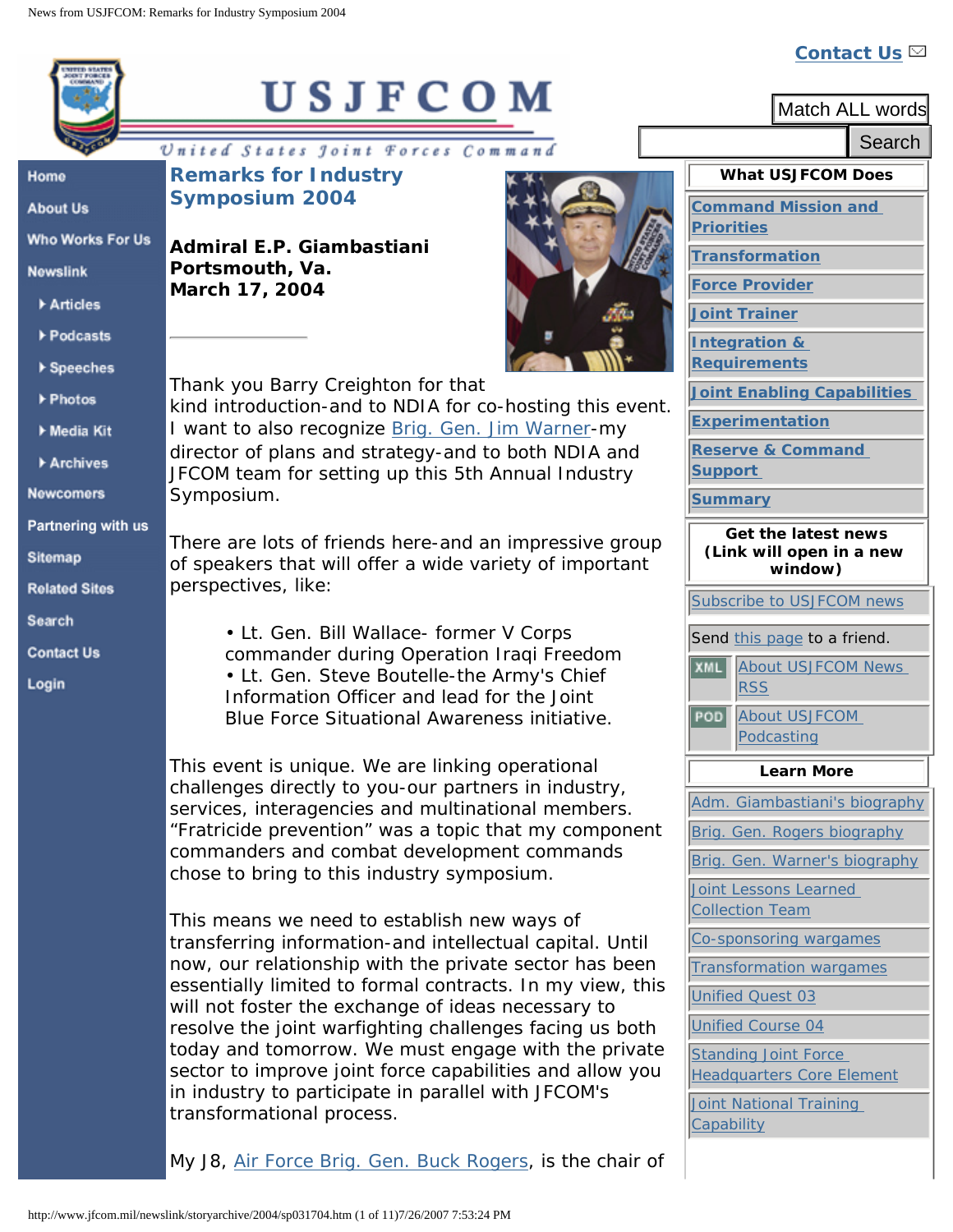# Remarks for Industry Symposium 2004

**Admiral E.P. Giambastiani**
**Portsmouth, Va.**
**March 17, 2004**

Thank you Barry Creighton for that kind introduction-and to NDIA for co-hosting this event. I want to also recognize Brig. Gen. Jim Warner-my director of plans and strategy-and to both NDIA and JFCOM team for setting up this 5th Annual Industry Symposium.

There are lots of friends here-and an impressive group of speakers that will offer a wide variety of important perspectives, like:

- Lt. Gen. Bill Wallace- former V Corps commander during Operation Iraqi Freedom
- Lt. Gen. Steve Boutelle-the Army's Chief Information Officer and lead for the Joint Blue Force Situational Awareness initiative.

This event is unique. We are linking operational challenges directly to you-our partners in industry, services, interagencies and multinational members. “Fratricide prevention” was a topic that my component commanders and combat development commands chose to bring to this industry symposium.

This means we need to establish new ways of transferring information-and intellectual capital. Until now, our relationship with the private sector has been essentially limited to formal contracts. In my view, this will not foster the exchange of ideas necessary to resolve the joint warfighting challenges facing us both today and tomorrow. We must engage with the private sector to improve joint force capabilities and allow you in industry to participate in parallel with JFCOM's transformational process.

My J8, Air Force Brig. Gen. Buck Rogers, is the chair of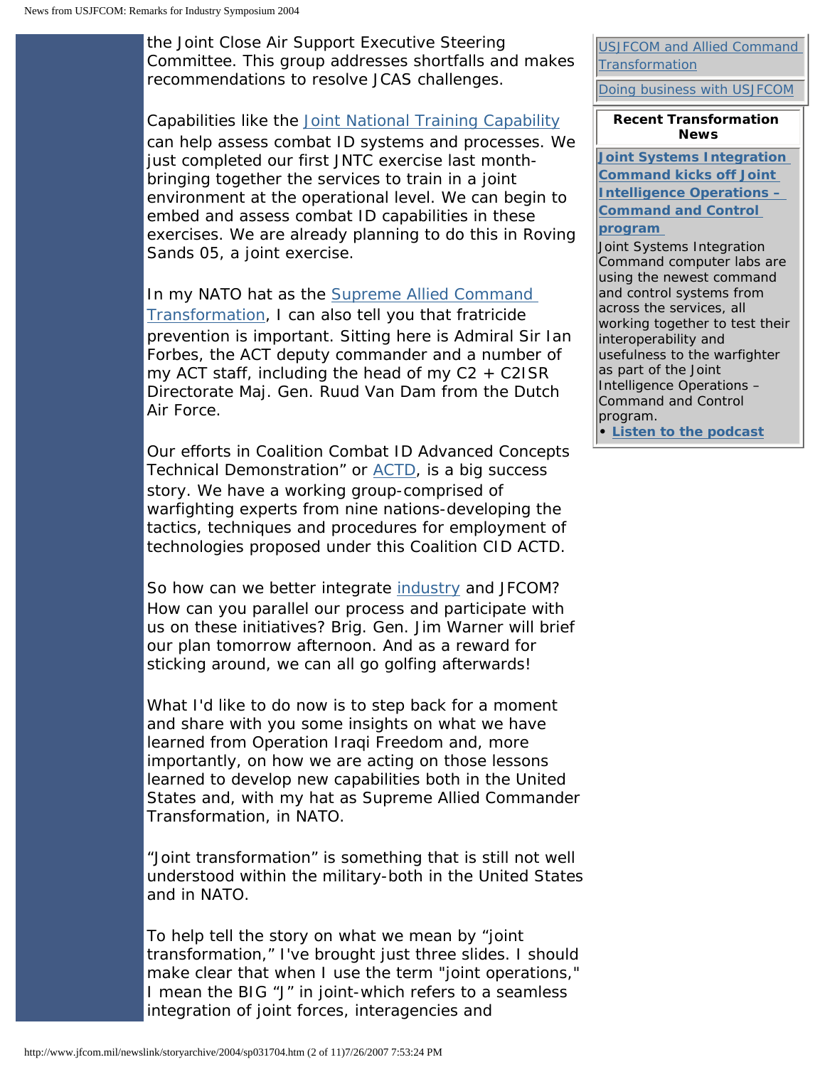the Joint Close Air Support Executive Steering Committee. This group addresses shortfalls and makes recommendations to resolve JCAS challenges.

Capabilities like the Joint National Training Capability can help assess combat ID systems and processes. We just completed our first JNTC exercise last month-bringing together the services to train in a joint environment at the operational level. We can begin to embed and assess combat ID capabilities in these exercises. We are already planning to do this in Roving Sands 05, a joint exercise.

In my NATO hat as the Supreme Allied Command Transformation, I can also tell you that fratricide prevention is important. Sitting here is Admiral Sir Ian Forbes, the ACT deputy commander and a number of my ACT staff, including the head of my C2 + C2ISR Directorate Maj. Gen. Ruud Van Dam from the Dutch Air Force.

Our efforts in Coalition Combat ID Advanced Concepts Technical Demonstration" or ACTD, is a big success story. We have a working group-comprised of warfighting experts from nine nations-developing the tactics, techniques and procedures for employment of technologies proposed under this Coalition CID ACTD.

So how can we better integrate industry and JFCOM? How can you parallel our process and participate with us on these initiatives? Brig. Gen. Jim Warner will brief our plan tomorrow afternoon. And as a reward for sticking around, we can all go golfing afterwards!

What I'd like to do now is to step back for a moment and share with you some insights on what we have learned from Operation Iraqi Freedom and, more importantly, on how we are acting on those lessons learned to develop new capabilities both in the United States and, with my hat as Supreme Allied Commander Transformation, in NATO.

“Joint transformation” is something that is still not well understood within the military-both in the United States and in NATO.

To help tell the story on what we mean by “joint transformation,” I've brought just three slides. I should make clear that when I use the term "joint operations," I mean the BIG “J” in joint-which refers to a seamless integration of joint forces, interagencies and

USJFCOM and Allied Command Transformation

Doing business with USJFCOM

**Recent Transformation News**

**Joint Systems Integration Command kicks off Joint Intelligence Operations – Command and Control program**

Joint Systems Integration Command computer labs are using the newest command and control systems from across the services, all working together to test their interoperability and usefulness to the warfighter as part of the Joint Intelligence Operations – Command and Control program.

- **Listen to the podcast**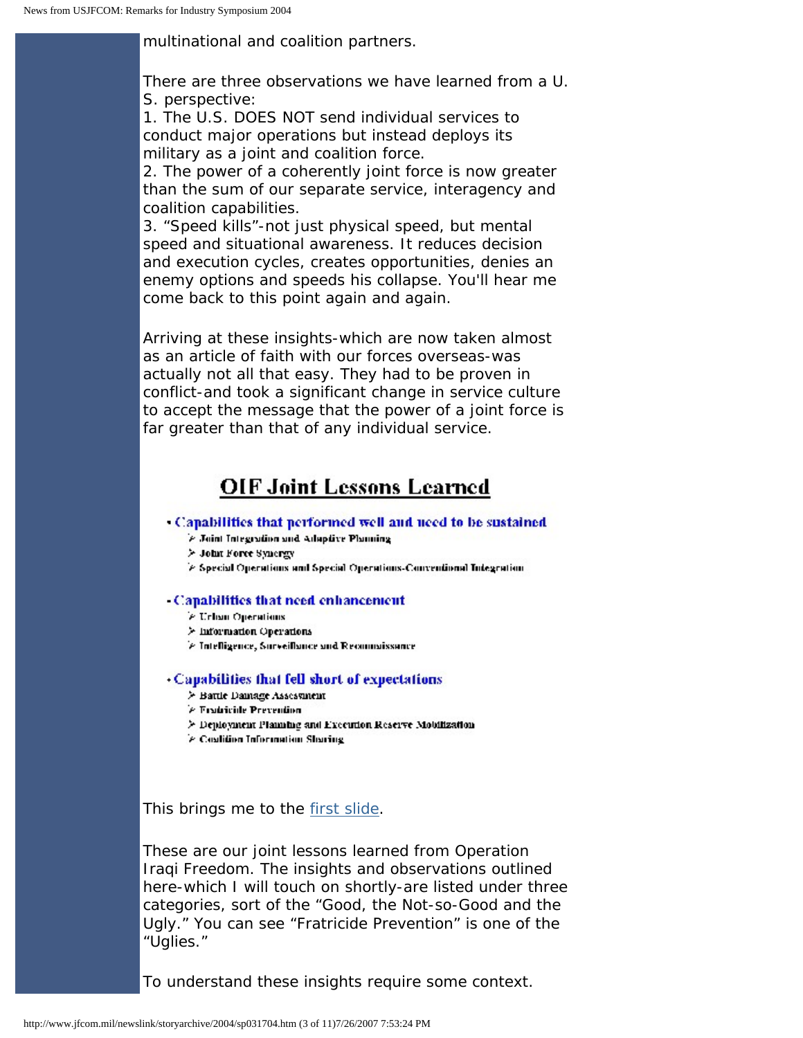multinational and coalition partners.

There are three observations we have learned from a U. S. perspective:

1. The U.S. DOES NOT send individual services to conduct major operations but instead deploys its military as a joint and coalition force.
2. The power of a coherently joint force is now greater than the sum of our separate service, interagency and coalition capabilities.
3. “Speed kills”-not just physical speed, but mental speed and situational awareness. It reduces decision and execution cycles, creates opportunities, denies an enemy options and speeds his collapse. You'll hear me come back to this point again and again.

Arriving at these insights-which are now taken almost as an article of faith with our forces overseas-was actually not all that easy. They had to be proven in conflict-and took a significant change in service culture to accept the message that the power of a joint force is far greater than that of any individual service.

## OIF Joint Lessons Learned

- Capabilities that performed well and need to be sustained
  - Joint Integration and Adaptive Planning
  - Joint Force Synergy
  - Special Operations and Special Operations-Conventional Integration
- Capabilities that need enhancement
  - Urban Operations
  - Information Operations
  - Intelligence, Surveillance and Reconnaissance
- Capabilities that fell short of expectations
  - Battle Damage Assessment
  - Fratricide Prevention
  - Deployment Planning and Execution Reserve Mobilization
  - Coalition Information Sharing

This brings me to the first slide.

These are our joint lessons learned from Operation Iraqi Freedom. The insights and observations outlined here-which I will touch on shortly-are listed under three categories, sort of the “Good, the Not-so-Good and the Ugly.” You can see “Fratricide Prevention” is one of the “Uglies.”

To understand these insights require some context.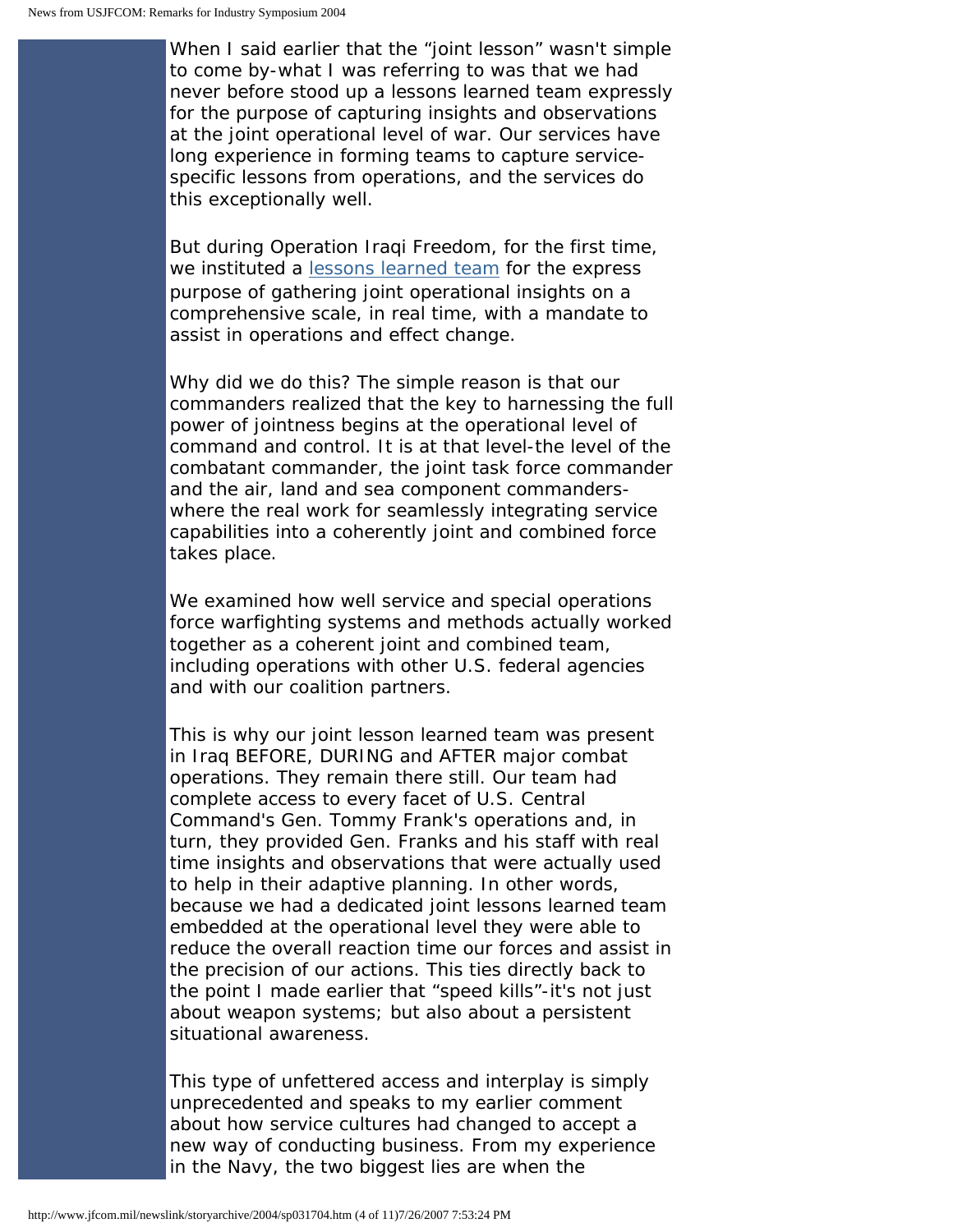When I said earlier that the "joint lesson" wasn't simple to come by-what I was referring to was that we had never before stood up a lessons learned team expressly for the purpose of capturing insights and observations at the joint operational level of war. Our services have long experience in forming teams to capture service-specific lessons from operations, and the services do this exceptionally well.

But during Operation Iraqi Freedom, for the first time, we instituted a lessons learned team for the express purpose of gathering joint operational insights on a comprehensive scale, in real time, with a mandate to assist in operations and effect change.

Why did we do this? The simple reason is that our commanders realized that the key to harnessing the full power of jointness begins at the operational level of command and control. It is at that level-the level of the combatant commander, the joint task force commander and the air, land and sea component commanders-where the real work for seamlessly integrating service capabilities into a coherently joint and combined force takes place.

We examined how well service and special operations force warfighting systems and methods actually worked together as a coherent joint and combined team, including operations with other U.S. federal agencies and with our coalition partners.

This is why our joint lesson learned team was present in Iraq BEFORE, DURING and AFTER major combat operations. They remain there still. Our team had complete access to every facet of U.S. Central Command's Gen. Tommy Frank's operations and, in turn, they provided Gen. Franks and his staff with real time insights and observations that were actually used to help in their adaptive planning. In other words, because we had a dedicated joint lessons learned team embedded at the operational level they were able to reduce the overall reaction time our forces and assist in the precision of our actions. This ties directly back to the point I made earlier that "speed kills"-it's not just about weapon systems; but also about a persistent situational awareness.

This type of unfettered access and interplay is simply unprecedented and speaks to my earlier comment about how service cultures had changed to accept a new way of conducting business. From my experience in the Navy, the two biggest lies are when the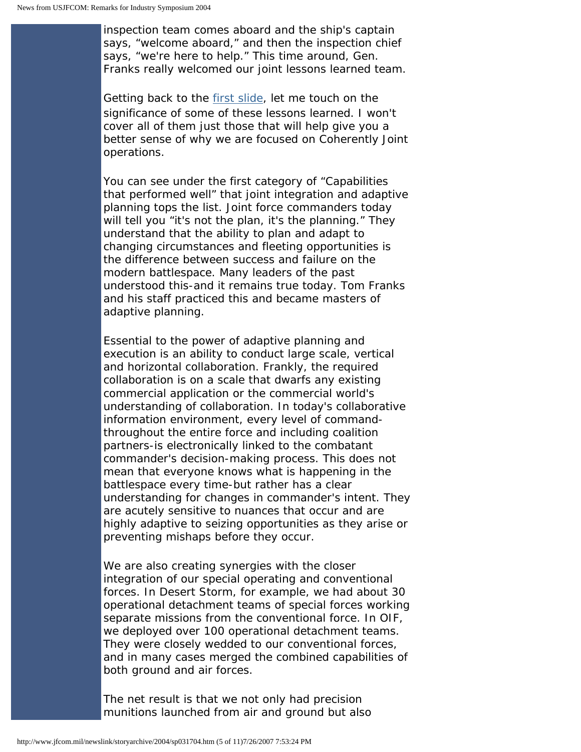inspection team comes aboard and the ship's captain says, "welcome aboard," and then the inspection chief says, "we're here to help." This time around, Gen. Franks really welcomed our joint lessons learned team.

Getting back to the first slide, let me touch on the significance of some of these lessons learned. I won't cover all of them just those that will help give you a better sense of why we are focused on Coherently Joint operations.

You can see under the first category of "Capabilities that performed well" that joint integration and adaptive planning tops the list. Joint force commanders today will tell you "it's not the plan, it's the planning." They understand that the ability to plan and adapt to changing circumstances and fleeting opportunities is the difference between success and failure on the modern battlespace. Many leaders of the past understood this-and it remains true today. Tom Franks and his staff practiced this and became masters of adaptive planning.

Essential to the power of adaptive planning and execution is an ability to conduct large scale, vertical and horizontal collaboration. Frankly, the required collaboration is on a scale that dwarfs any existing commercial application or the commercial world's understanding of collaboration. In today's collaborative information environment, every level of command-throughout the entire force and including coalition partners-is electronically linked to the combatant commander's decision-making process. This does not mean that everyone knows what is happening in the battlespace every time-but rather has a clear understanding for changes in commander's intent. They are acutely sensitive to nuances that occur and are highly adaptive to seizing opportunities as they arise or preventing mishaps before they occur.

We are also creating synergies with the closer integration of our special operating and conventional forces. In Desert Storm, for example, we had about 30 operational detachment teams of special forces working separate missions from the conventional force. In OIF, we deployed over 100 operational detachment teams. They were closely wedded to our conventional forces, and in many cases merged the combined capabilities of both ground and air forces.

The net result is that we not only had precision munitions launched from air and ground but also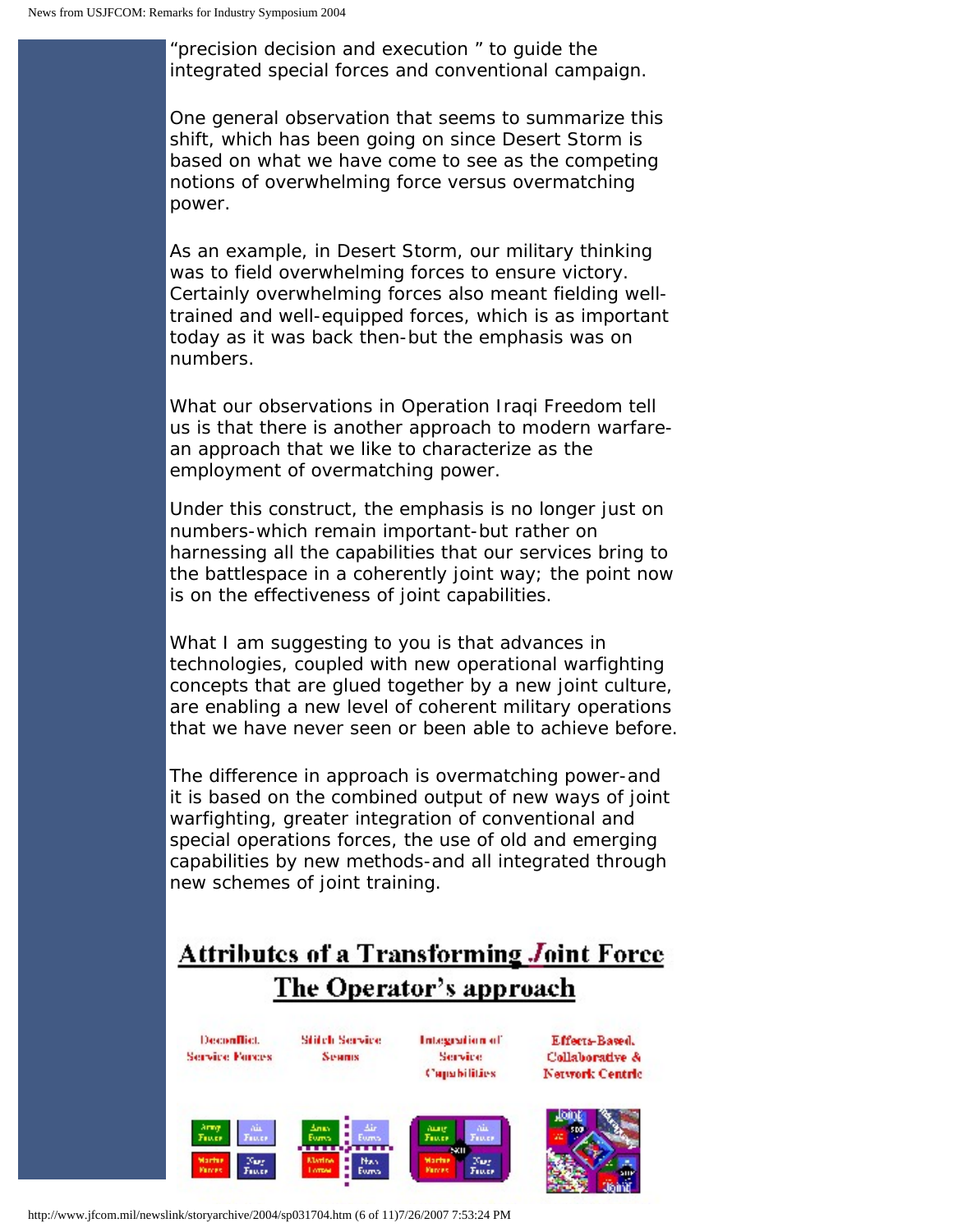"precision decision and execution " to guide the integrated special forces and conventional campaign.

One general observation that seems to summarize this shift, which has been going on since Desert Storm is based on what we have come to see as the competing notions of overwhelming force versus overmatching power.

As an example, in Desert Storm, our military thinking was to field overwhelming forces to ensure victory. Certainly overwhelming forces also meant fielding well-trained and well-equipped forces, which is as important today as it was back then-but the emphasis was on numbers.

What our observations in Operation Iraqi Freedom tell us is that there is another approach to modern warfare-an approach that we like to characterize as the employment of overmatching power.

Under this construct, the emphasis is no longer just on numbers-which remain important-but rather on harnessing all the capabilities that our services bring to the battlespace in a coherently joint way; the point now is on the effectiveness of joint capabilities.

What I am suggesting to you is that advances in technologies, coupled with new operational warfighting concepts that are glued together by a new joint culture, are enabling a new level of coherent military operations that we have never seen or been able to achieve before.

The difference in approach is overmatching power-and it is based on the combined output of new ways of joint warfighting, greater integration of conventional and special operations forces, the use of old and emerging capabilities by new methods-and all integrated through new schemes of joint training.

**Attributes of a Transforming Joint Force**
**The Operator's approach**

Deconflict. Service Forces | Stitch Service Seams | Integration of Service Capabilities | Effects-Based, Collaborative & Network Centric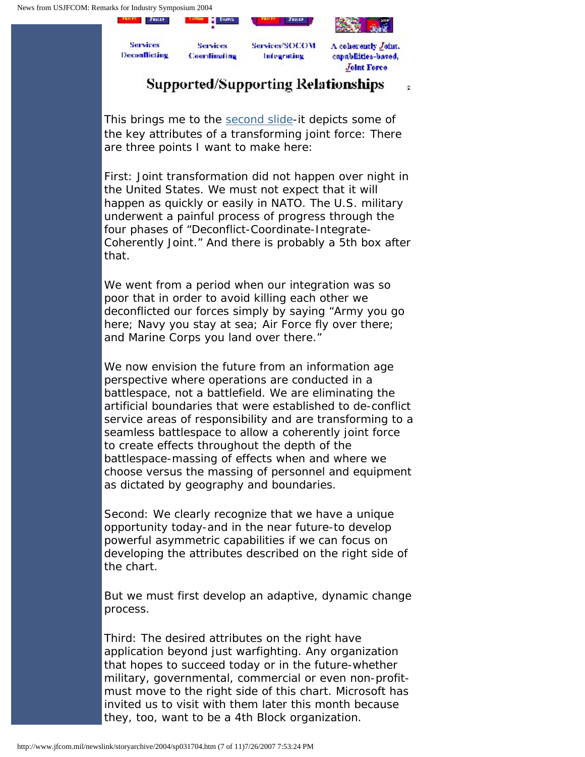Services Deconflicting | Services Coordinating | Services/SOCOM Integrating | A coherently Joint, capabilities-based, Joint Force

**Supported/Supporting Relationships**

This brings me to the second slide-it depicts some of the key attributes of a transforming joint force: There are three points I want to make here:

First: Joint transformation did not happen over night in the United States. We must not expect that it will happen as quickly or easily in NATO. The U.S. military underwent a painful process of progress through the four phases of “Deconflict-Coordinate-Integrate-Coherently Joint.” And there is probably a 5th box after that.

We went from a period when our integration was so poor that in order to avoid killing each other we deconflicted our forces simply by saying “Army you go here; Navy you stay at sea; Air Force fly over there; and Marine Corps you land over there.”

We now envision the future from an information age perspective where operations are conducted in a battlespace, not a battlefield. We are eliminating the artificial boundaries that were established to de-conflict service areas of responsibility and are transforming to a seamless battlespace to allow a coherently joint force to create effects throughout the depth of the battlespace-massing of effects when and where we choose versus the massing of personnel and equipment as dictated by geography and boundaries.

Second: We clearly recognize that we have a unique opportunity today-and in the near future-to develop powerful asymmetric capabilities if we can focus on developing the attributes described on the right side of the chart.

But we must first develop an adaptive, dynamic change process.

Third: The desired attributes on the right have application beyond just warfighting. Any organization that hopes to succeed today or in the future-whether military, governmental, commercial or even non-profit-must move to the right side of this chart. Microsoft has invited us to visit with them later this month because they, too, want to be a 4th Block organization.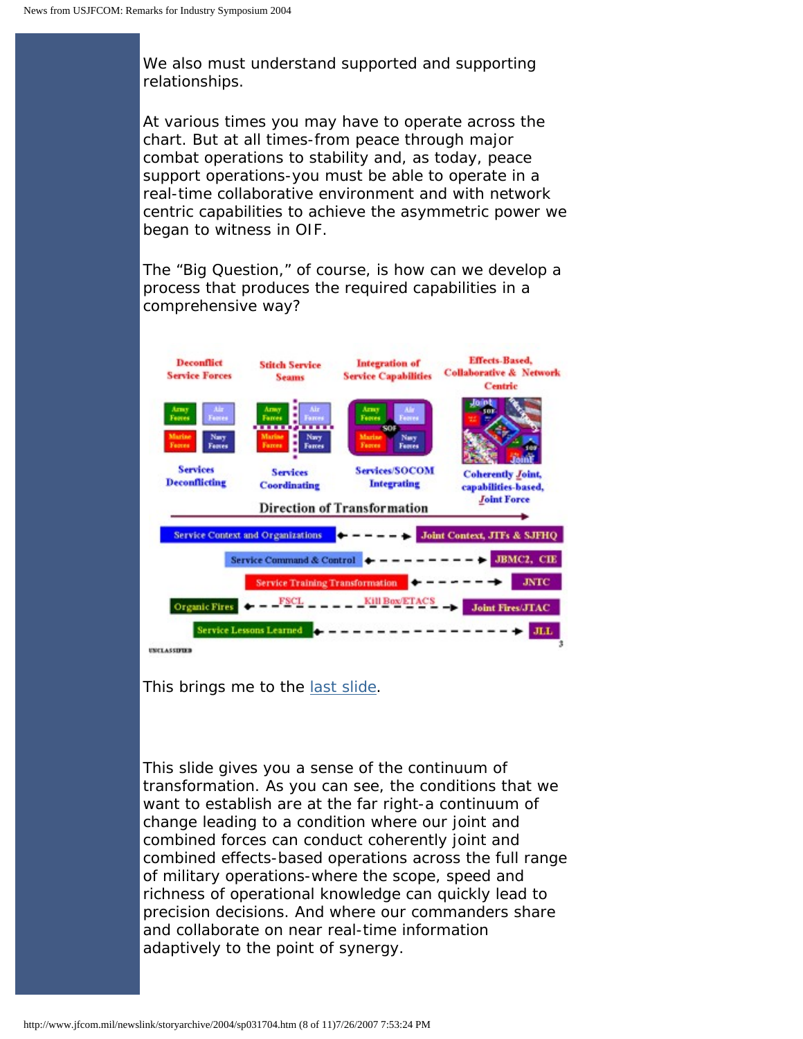We also must understand supported and supporting relationships.

At various times you may have to operate across the chart. But at all times-from peace through major combat operations to stability and, as today, peace support operations-you must be able to operate in a real-time collaborative environment and with network centric capabilities to achieve the asymmetric power we began to witness in OIF.

The “Big Question,” of course, is how can we develop a process that produces the required capabilities in a comprehensive way?

This brings me to the last slide.

This slide gives you a sense of the continuum of transformation. As you can see, the conditions that we want to establish are at the far right-a continuum of change leading to a condition where our joint and combined forces can conduct coherently joint and combined effects-based operations across the full range of military operations-where the scope, speed and richness of operational knowledge can quickly lead to precision decisions. And where our commanders share and collaborate on near real-time information adaptively to the point of synergy.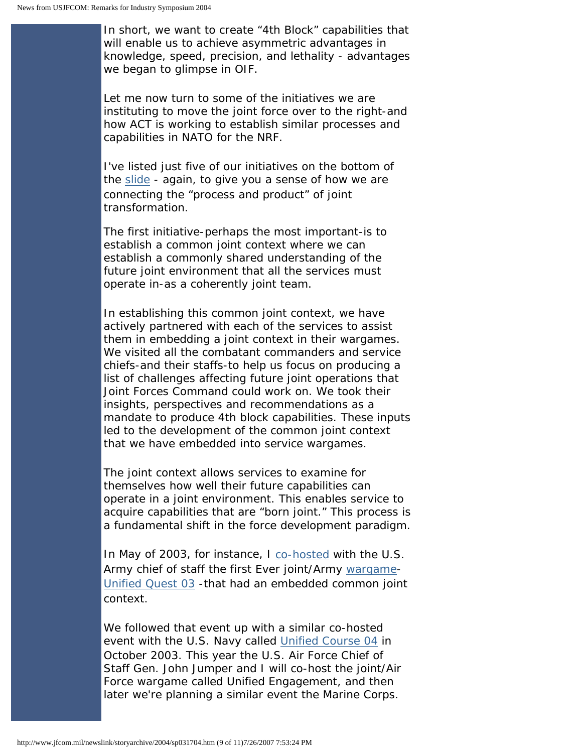In short, we want to create "4th Block" capabilities that will enable us to achieve asymmetric advantages in knowledge, speed, precision, and lethality - advantages we began to glimpse in OIF.

Let me now turn to some of the initiatives we are instituting to move the joint force over to the right-and how ACT is working to establish similar processes and capabilities in NATO for the NRF.

I've listed just five of our initiatives on the bottom of the slide - again, to give you a sense of how we are connecting the "process and product" of joint transformation.

The first initiative-perhaps the most important-is to establish a common joint context where we can establish a commonly shared understanding of the future joint environment that all the services must operate in-as a coherently joint team.

In establishing this common joint context, we have actively partnered with each of the services to assist them in embedding a joint context in their wargames. We visited all the combatant commanders and service chiefs-and their staffs-to help us focus on producing a list of challenges affecting future joint operations that Joint Forces Command could work on. We took their insights, perspectives and recommendations as a mandate to produce 4th block capabilities. These inputs led to the development of the common joint context that we have embedded into service wargames.

The joint context allows services to examine for themselves how well their future capabilities can operate in a joint environment. This enables service to acquire capabilities that are "born joint." This process is a fundamental shift in the force development paradigm.

In May of 2003, for instance, I co-hosted with the U.S. Army chief of staff the first Ever joint/Army wargame-Unified Quest 03 -that had an embedded common joint context.

We followed that event up with a similar co-hosted event with the U.S. Navy called Unified Course 04 in October 2003. This year the U.S. Air Force Chief of Staff Gen. John Jumper and I will co-host the joint/Air Force wargame called Unified Engagement, and then later we're planning a similar event the Marine Corps.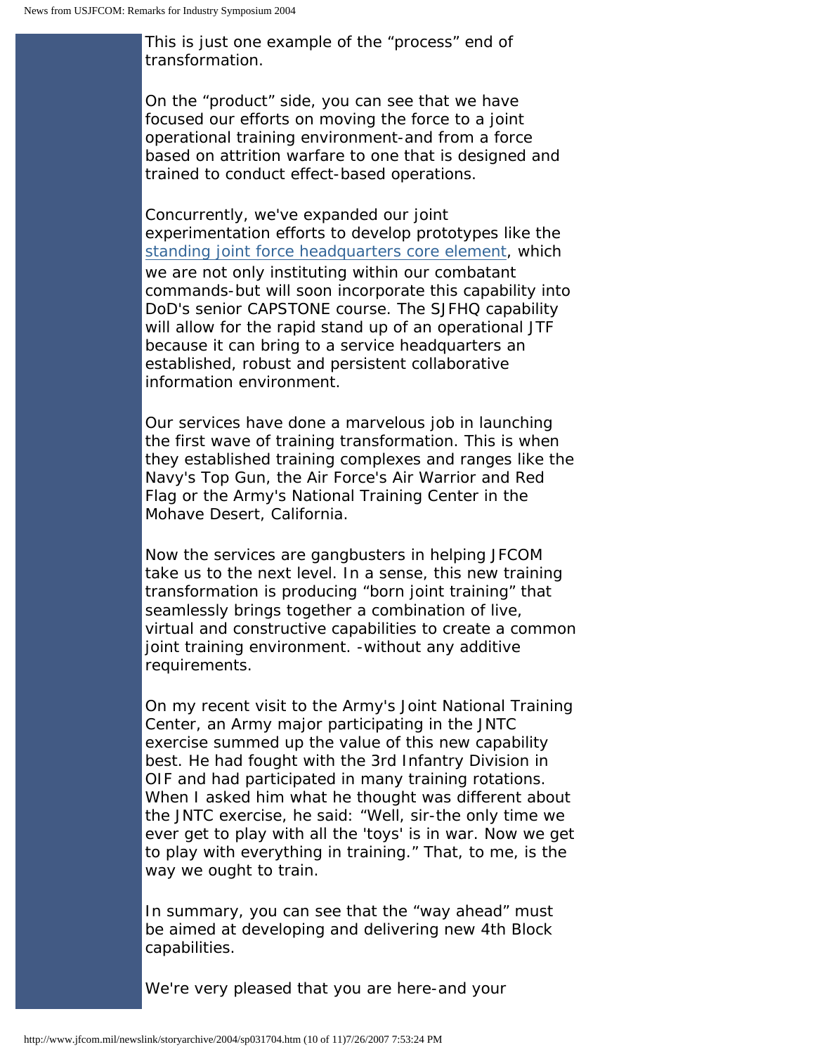This is just one example of the “process” end of transformation.

On the “product” side, you can see that we have focused our efforts on moving the force to a joint operational training environment-and from a force based on attrition warfare to one that is designed and trained to conduct effect-based operations.

Concurrently, we've expanded our joint experimentation efforts to develop prototypes like the standing joint force headquarters core element, which we are not only instituting within our combatant commands-but will soon incorporate this capability into DoD's senior CAPSTONE course. The SJFHQ capability will allow for the rapid stand up of an operational JTF because it can bring to a service headquarters an established, robust and persistent collaborative information environment.

Our services have done a marvelous job in launching the first wave of training transformation. This is when they established training complexes and ranges like the Navy's Top Gun, the Air Force's Air Warrior and Red Flag or the Army's National Training Center in the Mohave Desert, California.

Now the services are gangbusters in helping JFCOM take us to the next level. In a sense, this new training transformation is producing “born joint training” that seamlessly brings together a combination of live, virtual and constructive capabilities to create a common joint training environment. -without any additive requirements.

On my recent visit to the Army's Joint National Training Center, an Army major participating in the JNTC exercise summed up the value of this new capability best. He had fought with the 3rd Infantry Division in OIF and had participated in many training rotations. When I asked him what he thought was different about the JNTC exercise, he said: “Well, sir-the only time we ever get to play with all the 'toys' is in war. Now we get to play with everything in training.” That, to me, is the way we ought to train.

In summary, you can see that the “way ahead” must be aimed at developing and delivering new 4th Block capabilities.

We're very pleased that you are here-and your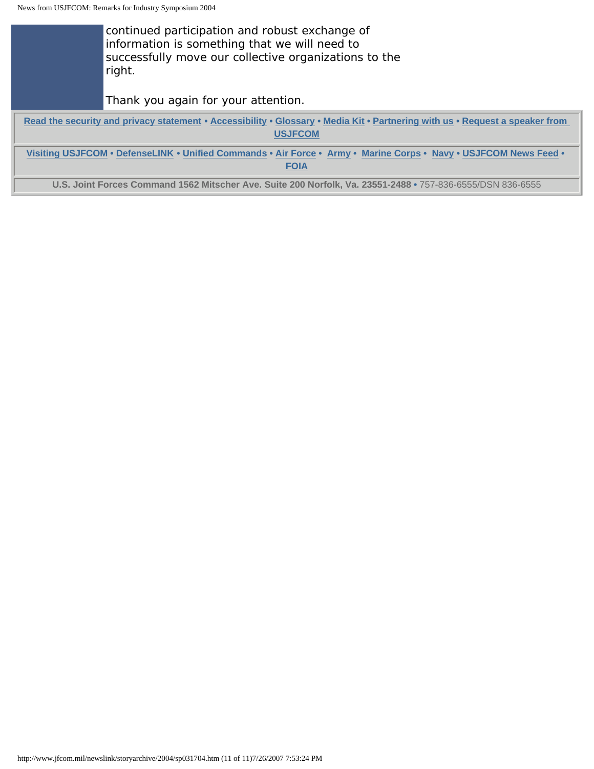continued participation and robust exchange of information is something that we will need to successfully move our collective organizations to the right.

Thank you again for your attention.

**Read the security and privacy statement** • **Accessibility** • **Glossary** • **Media Kit** • **Partnering with us** • **Request a speaker from USJFCOM**

**Visiting USJFCOM** • **DefenseLINK** • **Unified Commands** • **Air Force** • **Army** • **Marine Corps** • **Navy** • **USJFCOM News Feed** • **FOIA**

**U.S. Joint Forces Command 1562 Mitscher Ave. Suite 200 Norfolk, Va. 23551-2488** • 757-836-6555/DSN 836-6555